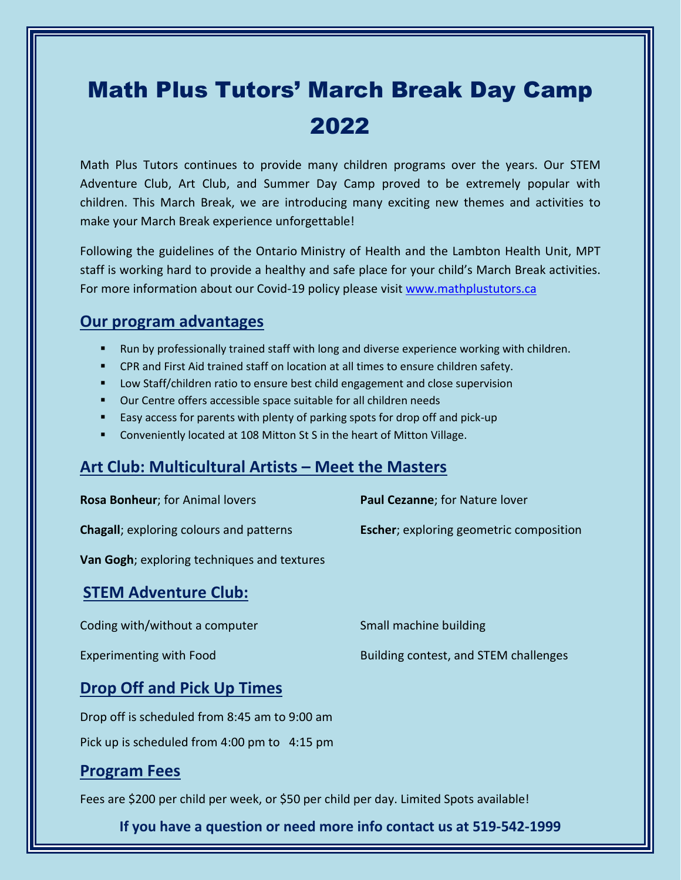# Math Plus Tutors' March Break Day Camp 2022

Math Plus Tutors continues to provide many children programs over the years. Our STEM Adventure Club, Art Club, and Summer Day Camp proved to be extremely popular with children. This March Break, we are introducing many exciting new themes and activities to make your March Break experience unforgettable!

Following the guidelines of the Ontario Ministry of Health and the Lambton Health Unit, MPT staff is working hard to provide a healthy and safe place for your child's March Break activities. For more information about our Covid-19 policy please visit www.mathplustutors.ca

## Our program advantages

- Run by professionally trained staff with long and diverse experience working with children.
- CPR and First Aid trained staff on location at all times to ensure children safety.
- Low Staff/children ratio to ensure best child engagement and close supervision
- Our Centre offers accessible space suitable for all children needs
- Easy access for parents with plenty of parking spots for drop off and pick-up
- Conveniently located at 108 Mitton St S in the heart of Mitton Village.

## Art Club: Multicultural Artists – Meet the Masters

**Rosa Bonheur**; for Animal lovers

**Paul Cezanne**; for Nature lover

**Chagall**; exploring colours and patterns

**Escher**; exploring geometric composition

**Van Gogh**; exploring techniques and textures

## STEM Adventure Club:

Coding with/without a computer

Small machine building

Experimenting with Food

Building contest, and STEM challenges

## Drop Off and Pick Up Times

Drop off is scheduled from 8:45 am to 9:00 am

Pick up is scheduled from 4:00 pm to 4:15 pm

## Program Fees

Fees are $200 per child per week, or $50 per child per day. Limited Spots available!

**If you have a question or need more info contact us at 519-542-1999**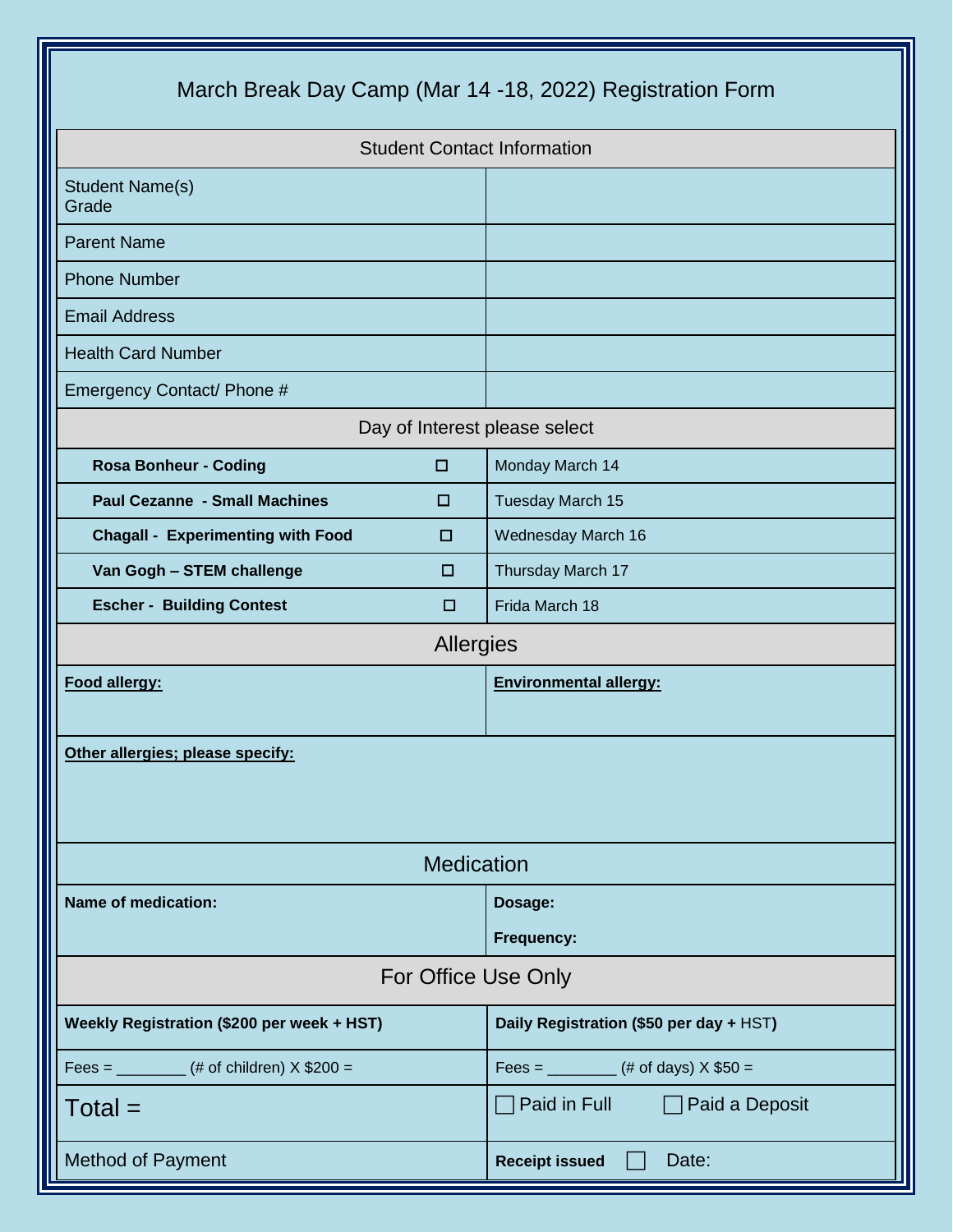# March Break Day Camp (Mar 14 -18, 2022) Registration Form

| Student Contact Information | |
|---|---|
| Student Name(s)<br>Grade | |
| Parent Name | |
| Phone Number | |
| Email Address | |
| Health Card Number | |
| Emergency Contact/ Phone # | |

| Day of Interest please select | | |
|---|---|---|
| **Rosa Bonheur - Coding** | ☐ | Monday March 14 |
| **Paul Cezanne - Small Machines** | ☐ | Tuesday March 15 |
| **Chagall - Experimenting with Food** | ☐ | Wednesday March 16 |
| **Van Gogh – STEM challenge** | ☐ | Thursday March 17 |
| **Escher - Building Contest** | ☐ | Frida March 18 |

## Allergies

| | |
|---|---|
| **Food allergy:** | **Environmental allergy:** |
| **Other allergies; please specify:** | |

## Medication

| | |
|---|---|
| **Name of medication:** | **Dosage:**<br><br>**Frequency:** |

## For Office Use Only

| | |
|---|---|
| **Weekly Registration ($200 per week + HST)** | **Daily Registration ($50 per day + HST)** |
| Fees = ________ (# of children) X $200 = | Fees = ________ (# of days) X $50 = |
| Total = | ☐ Paid in Full ☐ Paid a Deposit |
| Method of Payment | **Receipt issued** ☐ Date: |